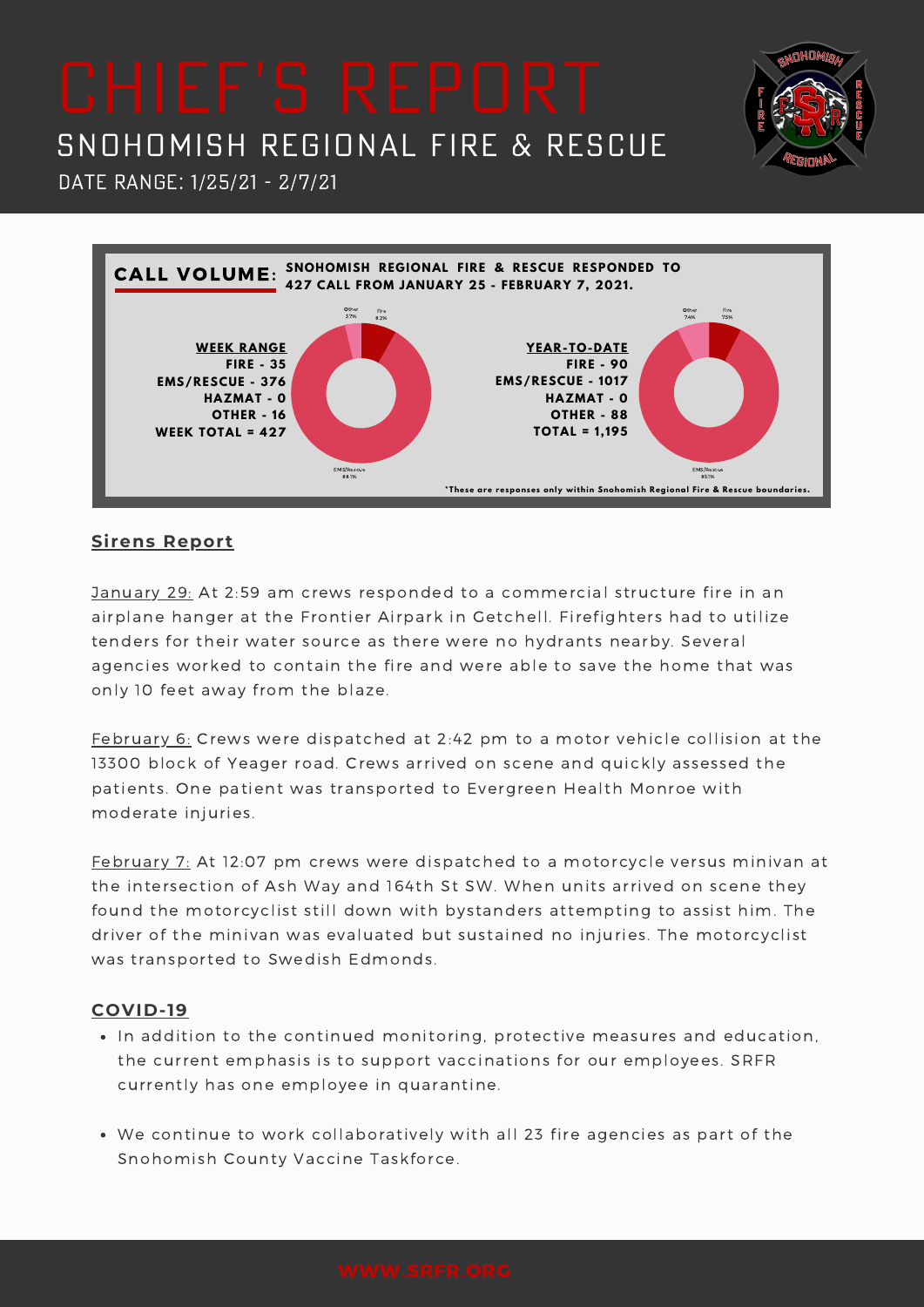# CHIEF'S REPORT

## SNOHOMISH REGIONAL FIRE & RESCUE

DATE RANGE: 1/25/21 - 2/7/21

**CALL VOLUME:** **SNOHOMISH REGIONAL FIRE & RESCUE RESPONDED TO 427 CALL FROM JANUARY 25 - FEBRUARY 7, 2021.**

**WEEK RANGE**
**FIRE - 35**
**EMS/RESCUE - 376**
**HAZMAT - 0**
**OTHER - 16**
**WEEK TOTAL = 427**

Other 3.7% | Fire 8.2% | EMS/Rescue 88.1%

**YEAR-TO-DATE**
**FIRE - 90**
**EMS/RESCUE - 1017**
**HAZMAT - 0**
**OTHER - 88**
**TOTAL = 1,195**

Other 7.4% | Fire 7.5% | EMS/Rescue 85.1%

**\*These are responses only within Snohomish Regional Fire & Rescue boundaries.**

## Sirens Report

January 29: At 2:59 am crews responded to a commercial structure fire in an airplane hanger at the Frontier Airpark in Getchell. Firefighters had to utilize tenders for their water source as there were no hydrants nearby. Several agencies worked to contain the fire and were able to save the home that was only 10 feet away from the blaze.

February 6: Crews were dispatched at 2:42 pm to a motor vehicle collision at the 13300 block of Yeager road. Crews arrived on scene and quickly assessed the patients. One patient was transported to Evergreen Health Monroe with moderate injuries.

February 7: At 12:07 pm crews were dispatched to a motorcycle versus minivan at the intersection of Ash Way and 164th St SW. When units arrived on scene they found the motorcyclist still down with bystanders attempting to assist him. The driver of the minivan was evaluated but sustained no injuries. The motorcyclist was transported to Swedish Edmonds.

## COVID-19

- In addition to the continued monitoring, protective measures and education, the current emphasis is to support vaccinations for our employees. SRFR currently has one employee in quarantine.
- We continue to work collaboratively with all 23 fire agencies as part of the Snohomish County Vaccine Taskforce.

WWW.SRFR.ORG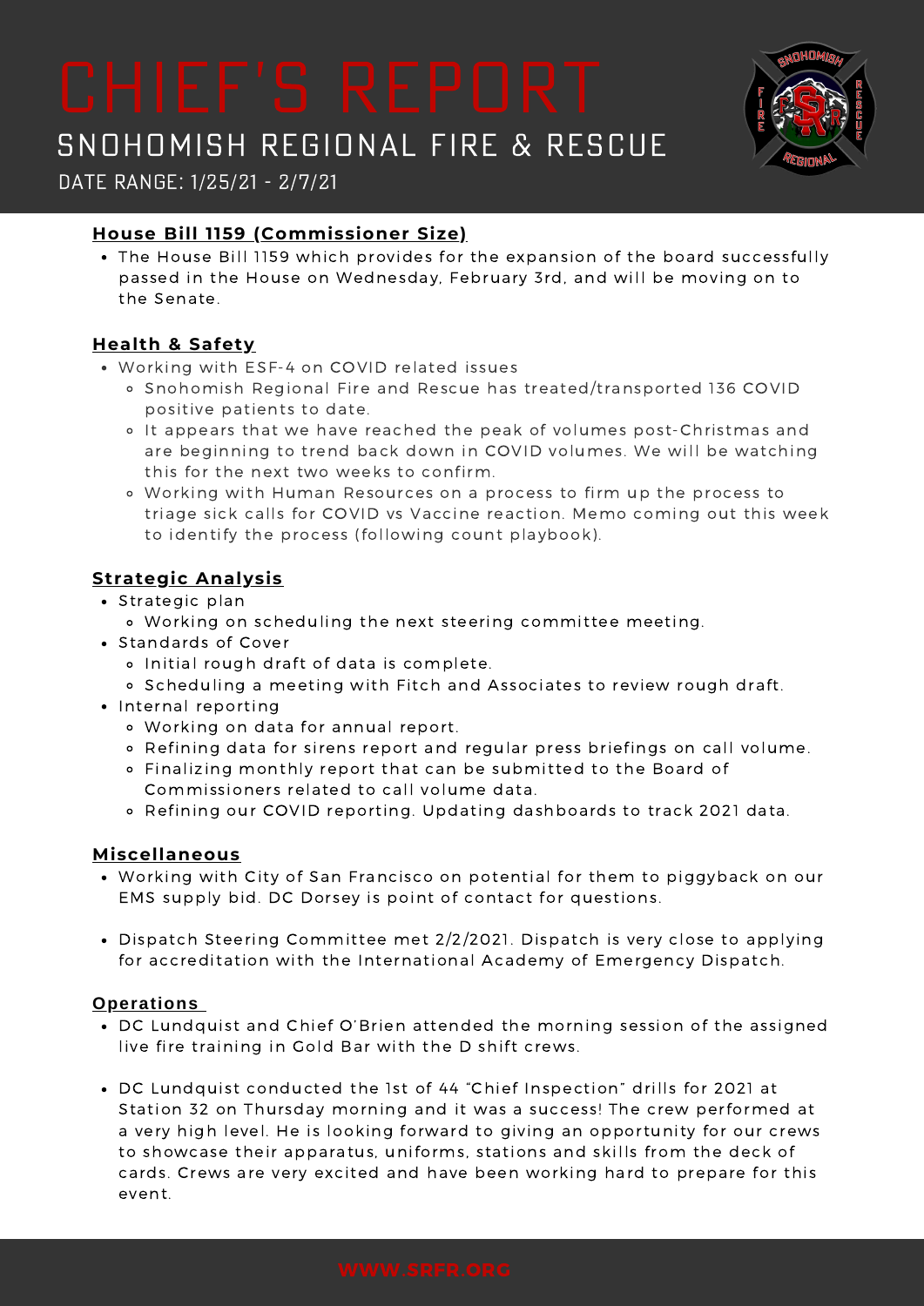# CHIEF'S REPORT

## SNOHOMISH REGIONAL FIRE & RESCUE

DATE RANGE: 1/25/21 - 2/7/21

### House Bill 1159 (Commissioner Size)

- The House Bill 1159 which provides for the expansion of the board successfully passed in the House on Wednesday, February 3rd, and will be moving on to the Senate.

### Health & Safety

- Working with ESF-4 on COVID related issues
  - Snohomish Regional Fire and Rescue has treated/transported 136 COVID positive patients to date.
  - It appears that we have reached the peak of volumes post-Christmas and are beginning to trend back down in COVID volumes. We will be watching this for the next two weeks to confirm.
  - Working with Human Resources on a process to firm up the process to triage sick calls for COVID vs Vaccine reaction. Memo coming out this week to identify the process (following count playbook).

### Strategic Analysis

- Strategic plan
  - Working on scheduling the next steering committee meeting.
- Standards of Cover
  - Initial rough draft of data is complete.
  - Scheduling a meeting with Fitch and Associates to review rough draft.
- Internal reporting
  - Working on data for annual report.
  - Refining data for sirens report and regular press briefings on call volume.
  - Finalizing monthly report that can be submitted to the Board of Commissioners related to call volume data.
  - Refining our COVID reporting. Updating dashboards to track 2021 data.

### Miscellaneous

- Working with City of San Francisco on potential for them to piggyback on our EMS supply bid. DC Dorsey is point of contact for questions.

- Dispatch Steering Committee met 2/2/2021. Dispatch is very close to applying for accreditation with the International Academy of Emergency Dispatch.

### Operations

- DC Lundquist and Chief O'Brien attended the morning session of the assigned live fire training in Gold Bar with the D shift crews.

- DC Lundquist conducted the 1st of 44 "Chief Inspection" drills for 2021 at Station 32 on Thursday morning and it was a success! The crew performed at a very high level. He is looking forward to giving an opportunity for our crews to showcase their apparatus, uniforms, stations and skills from the deck of cards. Crews are very excited and have been working hard to prepare for this event.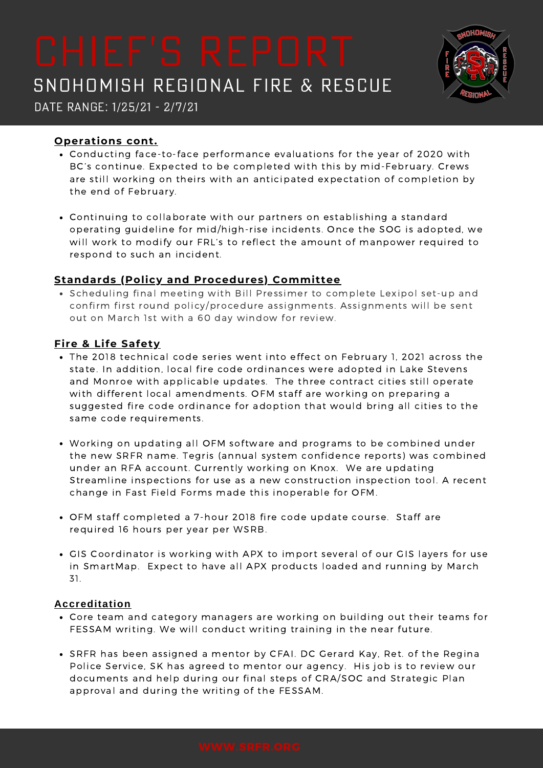# CHIEF'S REPORT

## SNOHOMISH REGIONAL FIRE & RESCUE

DATE RANGE: 1/25/21 - 2/7/21

### Operations cont.

- Conducting face-to-face performance evaluations for the year of 2020 with BC's continue. Expected to be completed with this by mid-February. Crews are still working on theirs with an anticipated expectation of completion by the end of February.
- Continuing to collaborate with our partners on establishing a standard operating guideline for mid/high-rise incidents. Once the SOG is adopted, we will work to modify our FRL's to reflect the amount of manpower required to respond to such an incident.

### Standards (Policy and Procedures) Committee

- Scheduling final meeting with Bill Pressimer to complete Lexipol set-up and confirm first round policy/procedure assignments. Assignments will be sent out on March 1st with a 60 day window for review.

### Fire & Life Safety

- The 2018 technical code series went into effect on February 1, 2021 across the state. In addition, local fire code ordinances were adopted in Lake Stevens and Monroe with applicable updates. The three contract cities still operate with different local amendments. OFM staff are working on preparing a suggested fire code ordinance for adoption that would bring all cities to the same code requirements.
- Working on updating all OFM software and programs to be combined under the new SRFR name. Tegris (annual system confidence reports) was combined under an RFA account. Currently working on Knox. We are updating Streamline inspections for use as a new construction inspection tool. A recent change in Fast Field Forms made this inoperable for OFM.
- OFM staff completed a 7-hour 2018 fire code update course. Staff are required 16 hours per year per WSRB.
- GIS Coordinator is working with APX to import several of our GIS layers for use in SmartMap. Expect to have all APX products loaded and running by March 31.

### Accreditation

- Core team and category managers are working on building out their teams for FESSAM writing. We will conduct writing training in the near future.
- SRFR has been assigned a mentor by CFAI. DC Gerard Kay, Ret. of the Regina Police Service, SK has agreed to mentor our agency. His job is to review our documents and help during our final steps of CRA/SOC and Strategic Plan approval and during the writing of the FESSAM.

WWW.SRFR.ORG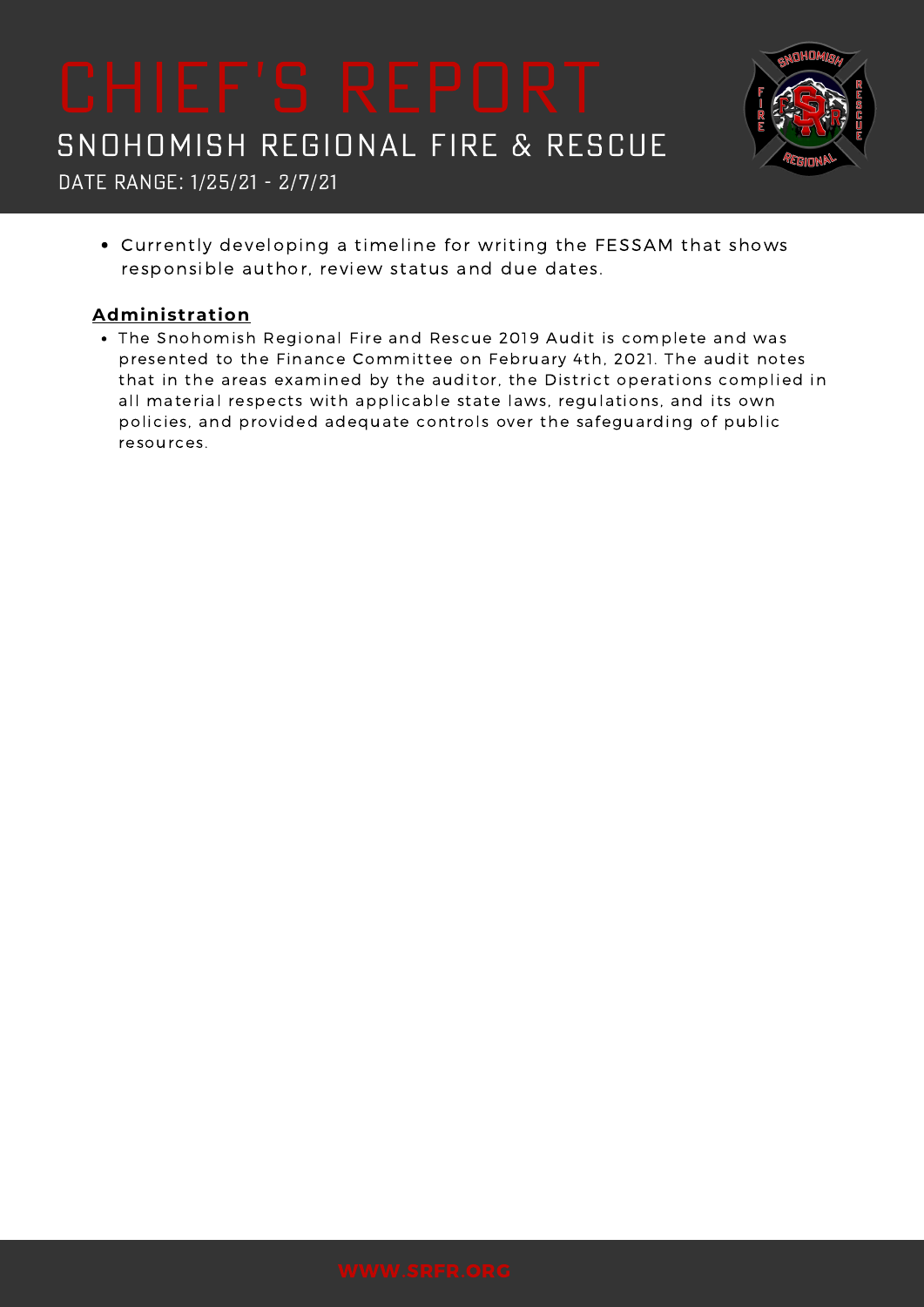- Currently developing a timeline for writing the FESSAM that shows responsible author, review status and due dates.

**Administration**

- The Snohomish Regional Fire and Rescue 2019 Audit is complete and was presented to the Finance Committee on February 4th, 2021. The audit notes that in the areas examined by the auditor, the District operations complied in all material respects with applicable state laws, regulations, and its own policies, and provided adequate controls over the safeguarding of public resources.